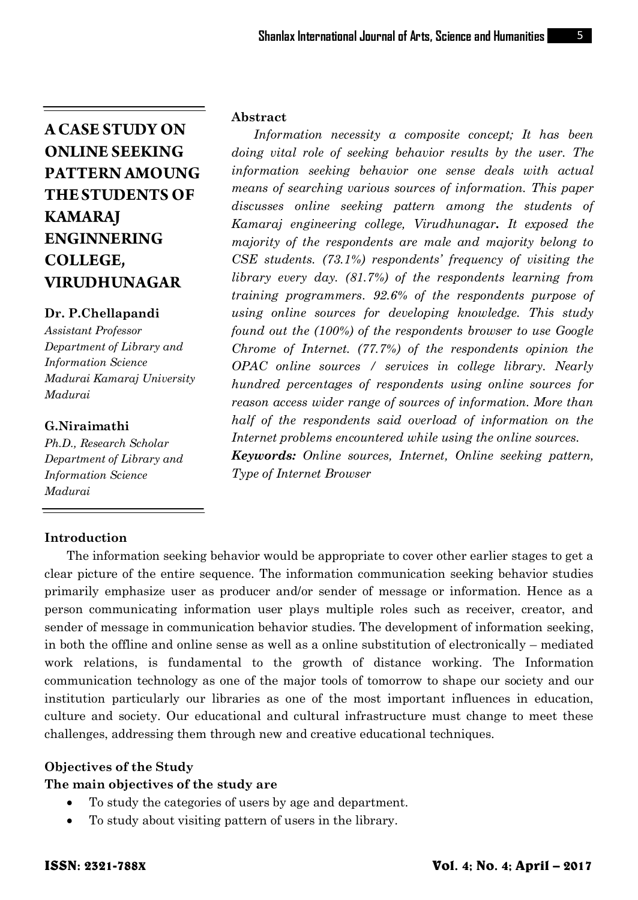# A CASE STUDY ON ONLINE SEEKING PATTERN AMOUNG THE STUDENTS OF KAMARAJ ENGINNERING COLLEGE, VIRUDHUNAGAR

**Dr. P.Chellapandi**
*Assistant Professor*
*Department of Library and Information Science*
*Madurai Kamaraj University*
*Madurai*

**G.Niraimathi**
*Ph.D., Research Scholar*
*Department of Library and Information Science*
*Madurai*

**Abstract**

*Information necessity a composite concept; It has been doing vital role of seeking behavior results by the user. The information seeking behavior one sense deals with actual means of searching various sources of information. This paper discusses online seeking pattern among the students of Kamaraj engineering college, Virudhunagar.* ***It*** *exposed the majority of the respondents are male and majority belong to CSE students. (73.1%) respondents' frequency of visiting the library every day. (81.7%) of the respondents learning from training programmers. 92.6% of the respondents purpose of using online sources for developing knowledge. This study found out the (100%) of the respondents browser to use Google Chrome of Internet. (77.7%) of the respondents opinion the OPAC online sources / services in college library. Nearly hundred percentages of respondents using online sources for reason access wider range of sources of information. More than half of the respondents said overload of information on the Internet problems encountered while using the online sources.*

***Keywords:*** *Online sources, Internet, Online seeking pattern, Type of Internet Browser*

## Introduction

The information seeking behavior would be appropriate to cover other earlier stages to get a clear picture of the entire sequence. The information communication seeking behavior studies primarily emphasize user as producer and/or sender of message or information. Hence as a person communicating information user plays multiple roles such as receiver, creator, and sender of message in communication behavior studies. The development of information seeking, in both the offline and online sense as well as a online substitution of electronically – mediated work relations, is fundamental to the growth of distance working. The Information communication technology as one of the major tools of tomorrow to shape our society and our institution particularly our libraries as one of the most important influences in education, culture and society. Our educational and cultural infrastructure must change to meet these challenges, addressing them through new and creative educational techniques.

## Objectives of the Study

**The main objectives of the study are**

- To study the categories of users by age and department.
- To study about visiting pattern of users in the library.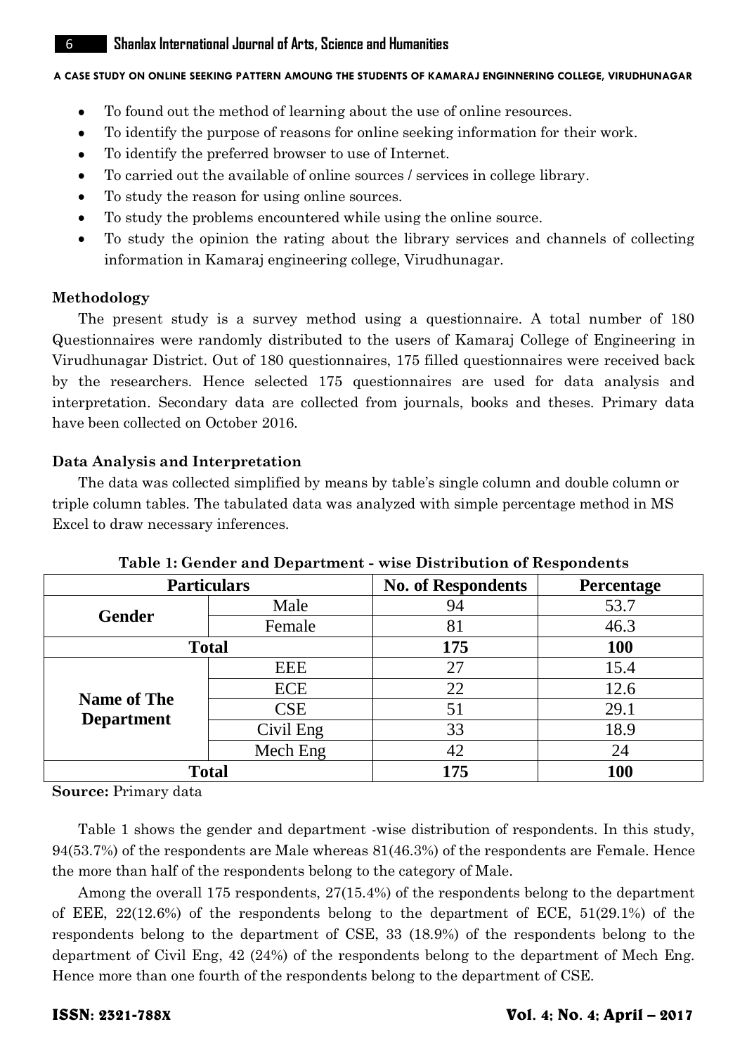- To found out the method of learning about the use of online resources.
- To identify the purpose of reasons for online seeking information for their work.
- To identify the preferred browser to use of Internet.
- To carried out the available of online sources / services in college library.
- To study the reason for using online sources.
- To study the problems encountered while using the online source.
- To study the opinion the rating about the library services and channels of collecting information in Kamaraj engineering college, Virudhunagar.

### Methodology

The present study is a survey method using a questionnaire. A total number of 180 Questionnaires were randomly distributed to the users of Kamaraj College of Engineering in Virudhunagar District. Out of 180 questionnaires, 175 filled questionnaires were received back by the researchers. Hence selected 175 questionnaires are used for data analysis and interpretation. Secondary data are collected from journals, books and theses. Primary data have been collected on October 2016.

### Data Analysis and Interpretation

The data was collected simplified by means by table's single column and double column or triple column tables. The tabulated data was analyzed with simple percentage method in MS Excel to draw necessary inferences.

**Table 1: Gender and Department - wise Distribution of Respondents**

| Particulars | | No. of Respondents | Percentage |
|---|---|---|---|
| Gender | Male | 94 | 53.7 |
| | Female | 81 | 46.3 |
| **Total** | | **175** | **100** |
| Name of The Department | EEE | 27 | 15.4 |
| | ECE | 22 | 12.6 |
| | CSE | 51 | 29.1 |
| | Civil Eng | 33 | 18.9 |
| | Mech Eng | 42 | 24 |
| **Total** | | **175** | **100** |

**Source:** Primary data

Table 1 shows the gender and department -wise distribution of respondents. In this study, 94(53.7%) of the respondents are Male whereas 81(46.3%) of the respondents are Female. Hence the more than half of the respondents belong to the category of Male.

Among the overall 175 respondents, 27(15.4%) of the respondents belong to the department of EEE, 22(12.6%) of the respondents belong to the department of ECE, 51(29.1%) of the respondents belong to the department of CSE, 33 (18.9%) of the respondents belong to the department of Civil Eng, 42 (24%) of the respondents belong to the department of Mech Eng. Hence more than one fourth of the respondents belong to the department of CSE.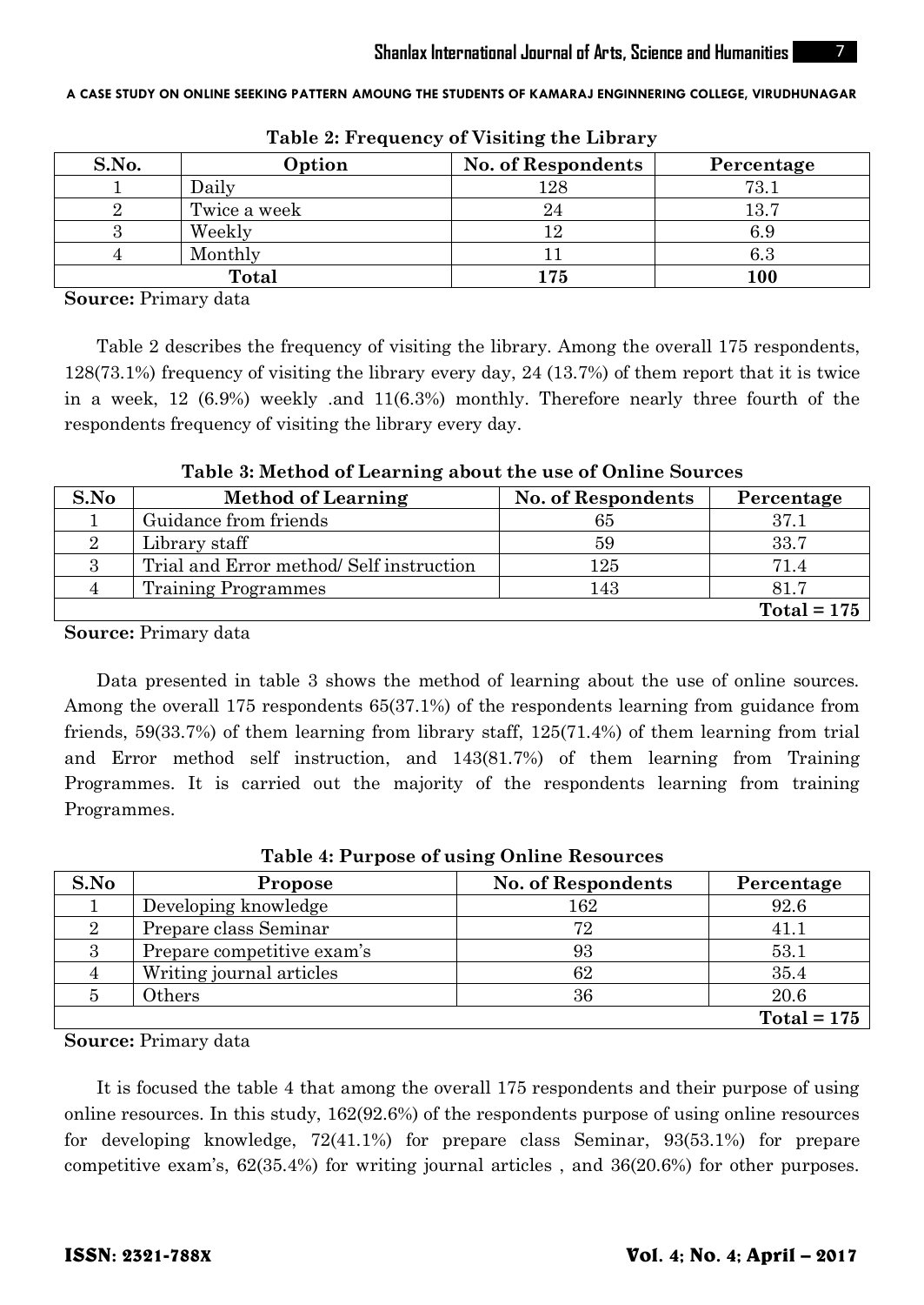**Table 2: Frequency of Visiting the Library**

| S.No. | Option | No. of Respondents | Percentage |
|---|---|---|---|
| 1 | Daily | 128 | 73.1 |
| 2 | Twice a week | 24 | 13.7 |
| 3 | Weekly | 12 | 6.9 |
| 4 | Monthly | 11 | 6.3 |
| Total | | 175 | 100 |

**Source:** Primary data

Table 2 describes the frequency of visiting the library. Among the overall 175 respondents, 128(73.1%) frequency of visiting the library every day, 24 (13.7%) of them report that it is twice in a week, 12 (6.9%) weekly .and 11(6.3%) monthly. Therefore nearly three fourth of the respondents frequency of visiting the library every day.

**Table 3: Method of Learning about the use of Online Sources**

| S.No | Method of Learning | No. of Respondents | Percentage |
|---|---|---|---|
| 1 | Guidance from friends | 65 | 37.1 |
| 2 | Library staff | 59 | 33.7 |
| 3 | Trial and Error method/ Self instruction | 125 | 71.4 |
| 4 | Training Programmes | 143 | 81.7 |
| | | | **Total = 175** |

**Source:** Primary data

Data presented in table 3 shows the method of learning about the use of online sources. Among the overall 175 respondents 65(37.1%) of the respondents learning from guidance from friends, 59(33.7%) of them learning from library staff, 125(71.4%) of them learning from trial and Error method self instruction, and 143(81.7%) of them learning from Training Programmes. It is carried out the majority of the respondents learning from training Programmes.

**Table 4: Purpose of using Online Resources**

| S.No | Propose | No. of Respondents | Percentage |
|---|---|---|---|
| 1 | Developing knowledge | 162 | 92.6 |
| 2 | Prepare class Seminar | 72 | 41.1 |
| 3 | Prepare competitive exam's | 93 | 53.1 |
| 4 | Writing journal articles | 62 | 35.4 |
| 5 | Others | 36 | 20.6 |
| | | | **Total = 175** |

**Source:** Primary data

It is focused the table 4 that among the overall 175 respondents and their purpose of using online resources. In this study, 162(92.6%) of the respondents purpose of using online resources for developing knowledge, 72(41.1%) for prepare class Seminar, 93(53.1%) for prepare competitive exam's, 62(35.4%) for writing journal articles , and 36(20.6%) for other purposes.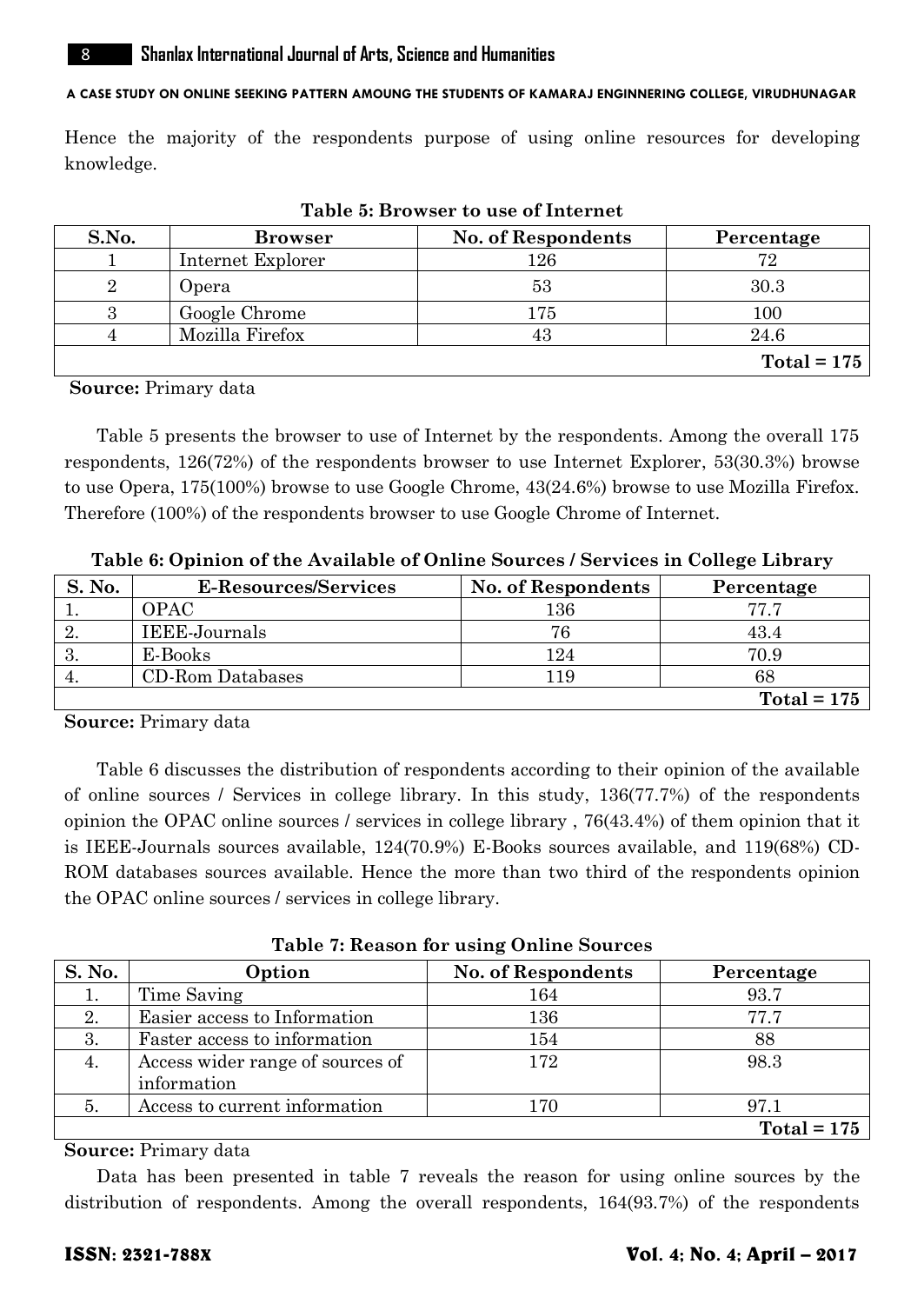Hence the majority of the respondents purpose of using online resources for developing knowledge.

**Table 5: Browser to use of Internet**

| S.No. | Browser | No. of Respondents | Percentage |
|---|---|---|---|
| 1 | Internet Explorer | 126 | 72 |
| 2 | Opera | 53 | 30.3 |
| 3 | Google Chrome | 175 | 100 |
| 4 | Mozilla Firefox | 43 | 24.6 |
| | | | **Total = 175** |

**Source:** Primary data

Table 5 presents the browser to use of Internet by the respondents. Among the overall 175 respondents, 126(72%) of the respondents browser to use Internet Explorer, 53(30.3%) browse to use Opera, 175(100%) browse to use Google Chrome, 43(24.6%) browse to use Mozilla Firefox. Therefore (100%) of the respondents browser to use Google Chrome of Internet.

**Table 6: Opinion of the Available of Online Sources / Services in College Library**

| S. No. | E-Resources/Services | No. of Respondents | Percentage |
|---|---|---|---|
| 1. | OPAC | 136 | 77.7 |
| 2. | IEEE-Journals | 76 | 43.4 |
| 3. | E-Books | 124 | 70.9 |
| 4. | CD-Rom Databases | 119 | 68 |
| | | | **Total = 175** |

**Source:** Primary data

Table 6 discusses the distribution of respondents according to their opinion of the available of online sources / Services in college library. In this study, 136(77.7%) of the respondents opinion the OPAC online sources / services in college library , 76(43.4%) of them opinion that it is IEEE-Journals sources available, 124(70.9%) E-Books sources available, and 119(68%) CD-ROM databases sources available. Hence the more than two third of the respondents opinion the OPAC online sources / services in college library.

**Table 7: Reason for using Online Sources**

| S. No. | Option | No. of Respondents | Percentage |
|---|---|---|---|
| 1. | Time Saving | 164 | 93.7 |
| 2. | Easier access to Information | 136 | 77.7 |
| 3. | Faster access to information | 154 | 88 |
| 4. | Access wider range of sources of information | 172 | 98.3 |
| 5. | Access to current information | 170 | 97.1 |
| | | | **Total = 175** |

**Source:** Primary data

Data has been presented in table 7 reveals the reason for using online sources by the distribution of respondents. Among the overall respondents, 164(93.7%) of the respondents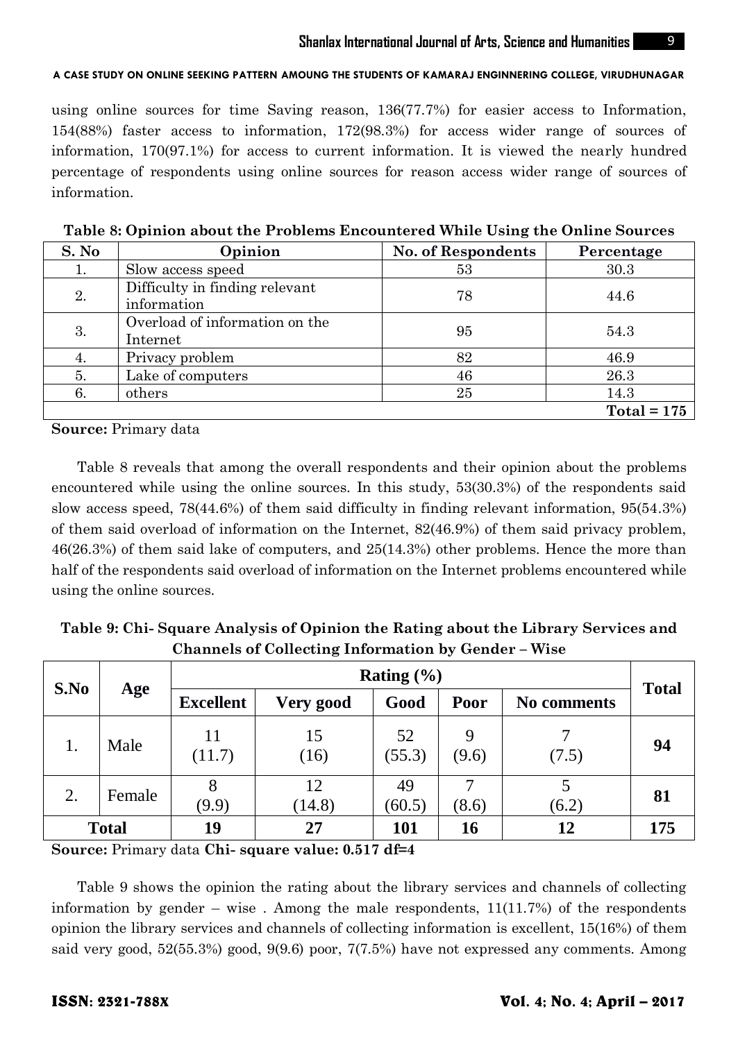using online sources for time Saving reason, 136(77.7%) for easier access to Information, 154(88%) faster access to information, 172(98.3%) for access wider range of sources of information, 170(97.1%) for access to current information. It is viewed the nearly hundred percentage of respondents using online sources for reason access wider range of sources of information.

**Table 8: Opinion about the Problems Encountered While Using the Online Sources**

| S. No | Opinion | No. of Respondents | Percentage |
|---|---|---|---|
| 1. | Slow access speed | 53 | 30.3 |
| 2. | Difficulty in finding relevant information | 78 | 44.6 |
| 3. | Overload of information on the Internet | 95 | 54.3 |
| 4. | Privacy problem | 82 | 46.9 |
| 5. | Lake of computers | 46 | 26.3 |
| 6. | others | 25 | 14.3 |
| | | | **Total = 175** |

**Source:** Primary data

Table 8 reveals that among the overall respondents and their opinion about the problems encountered while using the online sources. In this study, 53(30.3%) of the respondents said slow access speed, 78(44.6%) of them said difficulty in finding relevant information, 95(54.3%) of them said overload of information on the Internet, 82(46.9%) of them said privacy problem, 46(26.3%) of them said lake of computers, and 25(14.3%) other problems. Hence the more than half of the respondents said overload of information on the Internet problems encountered while using the online sources.

**Table 9: Chi- Square Analysis of Opinion the Rating about the Library Services and Channels of Collecting Information by Gender – Wise**

| S.No | Age | Rating (%) | | | | | Total |
|---|---|---|---|---|---|---|---|
| | | Excellent | Very good | Good | Poor | No comments | |
| 1. | Male | 11 (11.7) | 15 (16) | 52 (55.3) | 9 (9.6) | 7 (7.5) | **94** |
| 2. | Female | 8 (9.9) | 12 (14.8) | 49 (60.5) | 7 (8.6) | 5 (6.2) | **81** |
| **Total** | | **19** | **27** | **101** | **16** | **12** | **175** |

**Source:** Primary data **Chi- square value: 0.517 df=4**

Table 9 shows the opinion the rating about the library services and channels of collecting information by gender – wise . Among the male respondents, 11(11.7%) of the respondents opinion the library services and channels of collecting information is excellent, 15(16%) of them said very good, 52(55.3%) good, 9(9.6) poor, 7(7.5%) have not expressed any comments. Among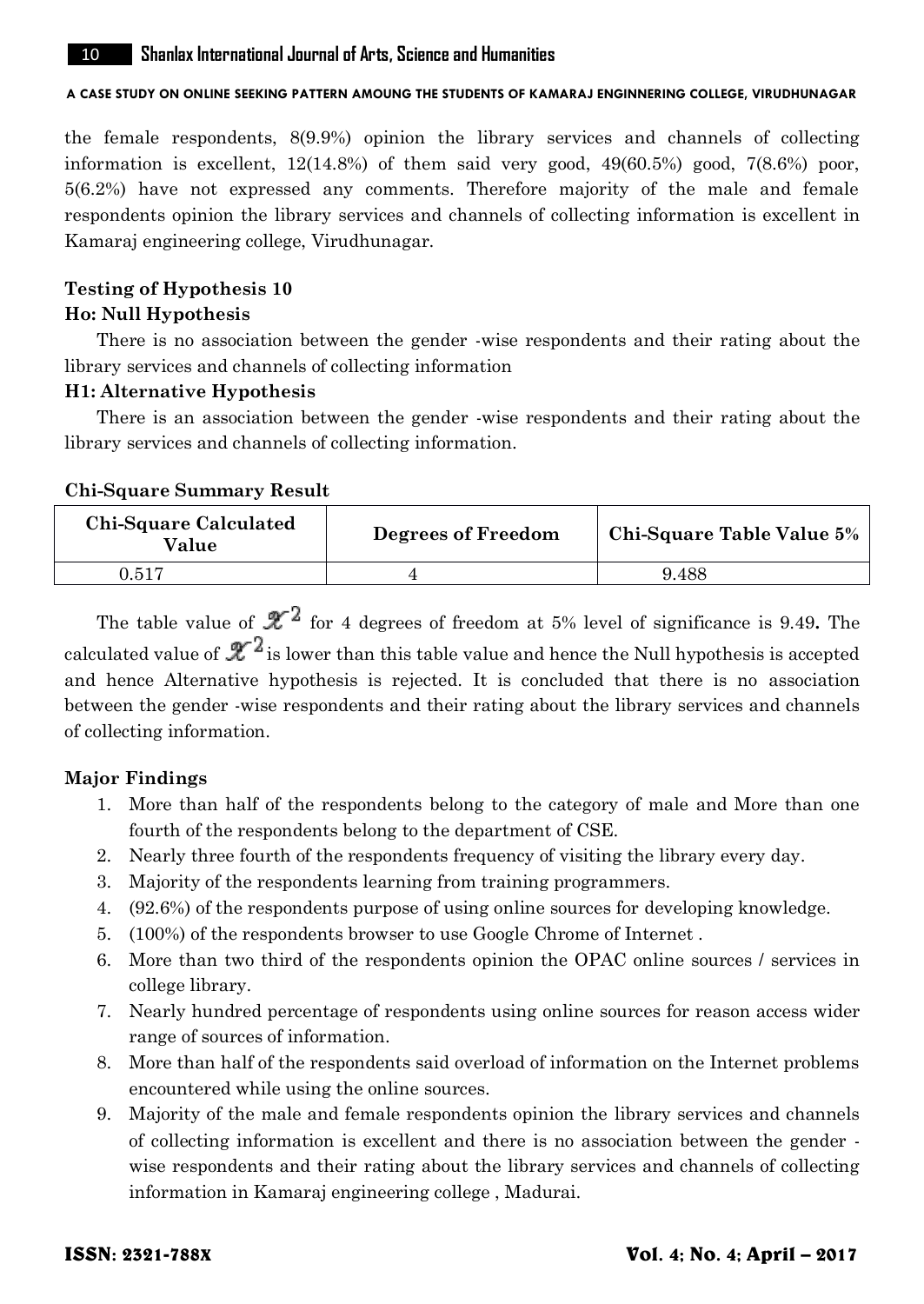the female respondents, 8(9.9%) opinion the library services and channels of collecting information is excellent, 12(14.8%) of them said very good, 49(60.5%) good, 7(8.6%) poor, 5(6.2%) have not expressed any comments. Therefore majority of the male and female respondents opinion the library services and channels of collecting information is excellent in Kamaraj engineering college, Virudhunagar.

**Testing of Hypothesis 10**

**Ho: Null Hypothesis**

There is no association between the gender -wise respondents and their rating about the library services and channels of collecting information

**H1: Alternative Hypothesis**

There is an association between the gender -wise respondents and their rating about the library services and channels of collecting information.

**Chi-Square Summary Result**

| Chi-Square Calculated Value | Degrees of Freedom | Chi-Square Table Value 5% |
|---|---|---|
| 0.517 | 4 | 9.488 |

The table value of $\chi^2$ for 4 degrees of freedom at 5% level of significance is 9.49**.** The calculated value of $\chi^2$ is lower than this table value and hence the Null hypothesis is accepted and hence Alternative hypothesis is rejected. It is concluded that there is no association between the gender -wise respondents and their rating about the library services and channels of collecting information.

**Major Findings**

1. More than half of the respondents belong to the category of male and More than one fourth of the respondents belong to the department of CSE.
2. Nearly three fourth of the respondents frequency of visiting the library every day.
3. Majority of the respondents learning from training programmers.
4. (92.6%) of the respondents purpose of using online sources for developing knowledge.
5. (100%) of the respondents browser to use Google Chrome of Internet .
6. More than two third of the respondents opinion the OPAC online sources / services in college library.
7. Nearly hundred percentage of respondents using online sources for reason access wider range of sources of information.
8. More than half of the respondents said overload of information on the Internet problems encountered while using the online sources.
9. Majority of the male and female respondents opinion the library services and channels of collecting information is excellent and there is no association between the gender -wise respondents and their rating about the library services and channels of collecting information in Kamaraj engineering college , Madurai.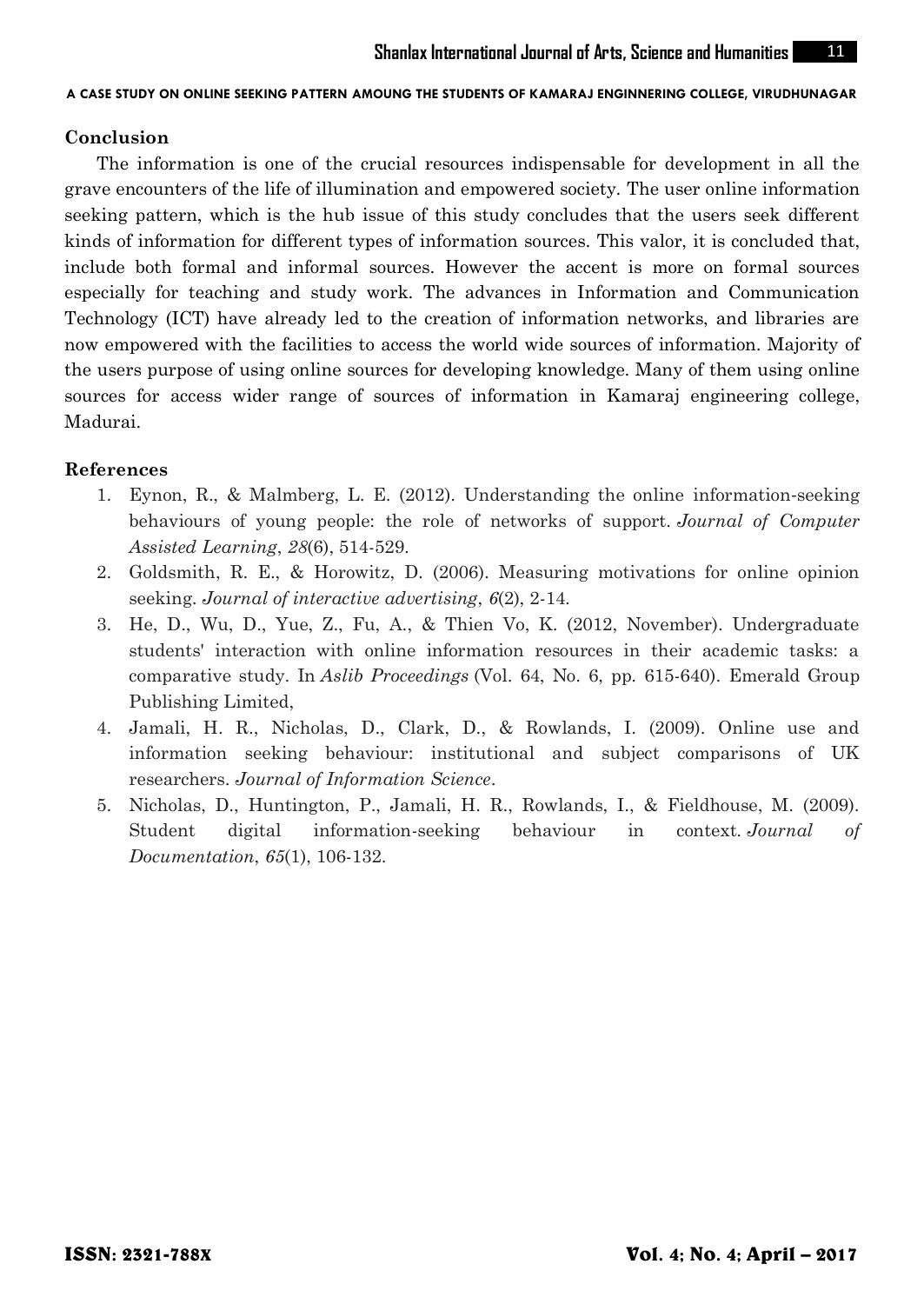## Conclusion

The information is one of the crucial resources indispensable for development in all the grave encounters of the life of illumination and empowered society. The user online information seeking pattern, which is the hub issue of this study concludes that the users seek different kinds of information for different types of information sources. This valor, it is concluded that, include both formal and informal sources. However the accent is more on formal sources especially for teaching and study work. The advances in Information and Communication Technology (ICT) have already led to the creation of information networks, and libraries are now empowered with the facilities to access the world wide sources of information. Majority of the users purpose of using online sources for developing knowledge. Many of them using online sources for access wider range of sources of information in Kamaraj engineering college, Madurai.

## References

1. Eynon, R., & Malmberg, L. E. (2012). Understanding the online information-seeking behaviours of young people: the role of networks of support. *Journal of Computer Assisted Learning*, *28*(6), 514-529.
2. Goldsmith, R. E., & Horowitz, D. (2006). Measuring motivations for online opinion seeking. *Journal of interactive advertising*, *6*(2), 2-14.
3. He, D., Wu, D., Yue, Z., Fu, A., & Thien Vo, K. (2012, November). Undergraduate students' interaction with online information resources in their academic tasks: a comparative study. In *Aslib Proceedings* (Vol. 64, No. 6, pp. 615-640). Emerald Group Publishing Limited,
4. Jamali, H. R., Nicholas, D., Clark, D., & Rowlands, I. (2009). Online use and information seeking behaviour: institutional and subject comparisons of UK researchers. *Journal of Information Science*.
5. Nicholas, D., Huntington, P., Jamali, H. R., Rowlands, I., & Fieldhouse, M. (2009). Student digital information-seeking behaviour in context. *Journal of Documentation*, *65*(1), 106-132.